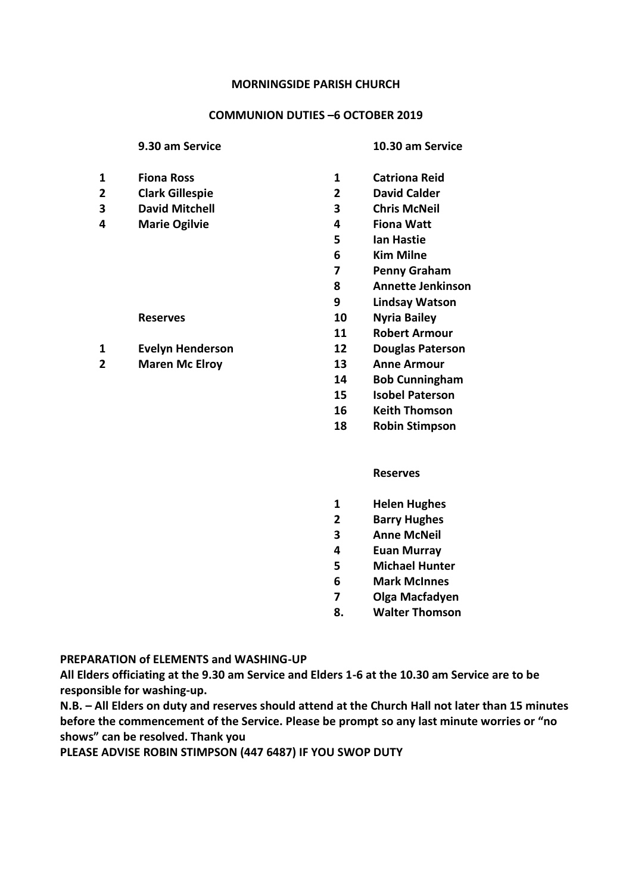**MORNINGSIDE PARISH CHURCH**

**COMMUNION DUTIES –6 OCTOBER 2019**

**9.30 am Service**

1. **Fiona Ross**
2. **Clark Gillespie**
3. **David Mitchell**
4. **Marie Ogilvie**

**Reserves**

1. **Evelyn Henderson**
2. **Maren Mc Elroy**

**10.30 am Service**

| | |
|---|---|
| 1 | **Catriona Reid** |
| 2 | **David Calder** |
| 3 | **Chris McNeil** |
| 4 | **Fiona Watt** |
| 5 | **Ian Hastie** |
| 6 | **Kim Milne** |
| 7 | **Penny Graham** |
| 8 | **Annette Jenkinson** |
| 9 | **Lindsay Watson** |
| 10 | **Nyria Bailey** |
| 11 | **Robert Armour** |
| 12 | **Douglas Paterson** |
| 13 | **Anne Armour** |
| 14 | **Bob Cunningham** |
| 15 | **Isobel Paterson** |
| 16 | **Keith Thomson** |
| 18 | **Robin Stimpson** |

**Reserves**

| | |
|---|---|
| 1 | **Helen Hughes** |
| 2 | **Barry Hughes** |
| 3 | **Anne McNeil** |
| 4 | **Euan Murray** |
| 5 | **Michael Hunter** |
| 6 | **Mark McInnes** |
| 7 | **Olga Macfadyen** |
| 8. | **Walter Thomson** |

**PREPARATION of ELEMENTS and WASHING-UP**

**All Elders officiating at the 9.30 am Service and Elders 1-6 at the 10.30 am Service are to be responsible for washing-up.**

**N.B. – All Elders on duty and reserves should attend at the Church Hall not later than 15 minutes before the commencement of the Service. Please be prompt so any last minute worries or "no shows" can be resolved. Thank you**

**PLEASE ADVISE ROBIN STIMPSON (447 6487) IF YOU SWOP DUTY**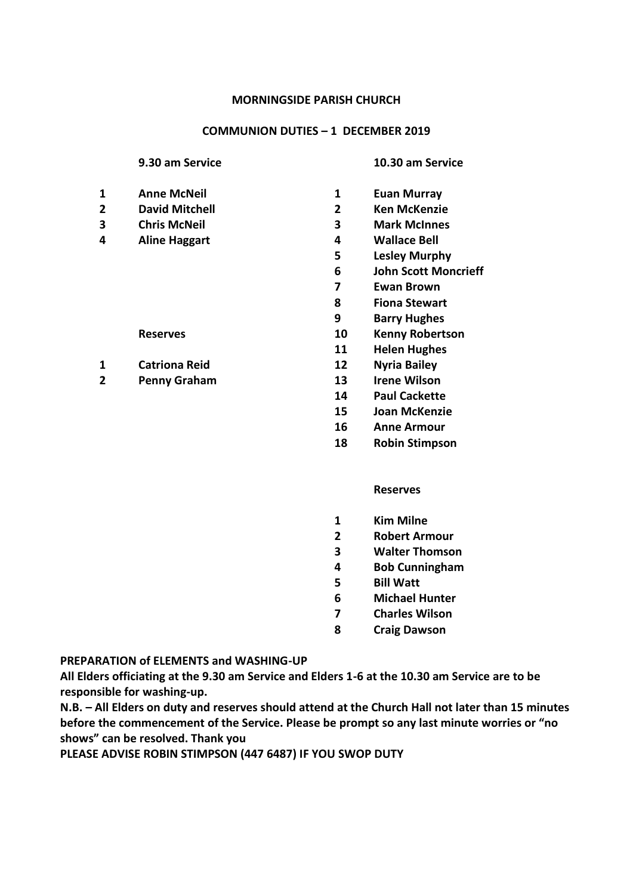**MORNINGSIDE PARISH CHURCH**

**COMMUNION DUTIES – 1 DECEMBER 2019**

**9.30 am Service**

1. **Anne McNeil**
2. **David Mitchell**
3. **Chris McNeil**
4. **Aline Haggart**

**Reserves**

1. **Catriona Reid**
2. **Penny Graham**

**10.30 am Service**

| | |
|---|---|
| **1** | **Euan Murray** |
| **2** | **Ken McKenzie** |
| **3** | **Mark McInnes** |
| **4** | **Wallace Bell** |
| **5** | **Lesley Murphy** |
| **6** | **John Scott Moncrieff** |
| **7** | **Ewan Brown** |
| **8** | **Fiona Stewart** |
| **9** | **Barry Hughes** |
| **10** | **Kenny Robertson** |
| **11** | **Helen Hughes** |
| **12** | **Nyria Bailey** |
| **13** | **Irene Wilson** |
| **14** | **Paul Cackette** |
| **15** | **Joan McKenzie** |
| **16** | **Anne Armour** |
| **18** | **Robin Stimpson** |

**Reserves**

1. **Kim Milne**
2. **Robert Armour**
3. **Walter Thomson**
4. **Bob Cunningham**
5. **Bill Watt**
6. **Michael Hunter**
7. **Charles Wilson**
8. **Craig Dawson**

**PREPARATION of ELEMENTS and WASHING-UP**
**All Elders officiating at the 9.30 am Service and Elders 1-6 at the 10.30 am Service are to be responsible for washing-up.**
**N.B. – All Elders on duty and reserves should attend at the Church Hall not later than 15 minutes before the commencement of the Service. Please be prompt so any last minute worries or "no shows" can be resolved. Thank you**
**PLEASE ADVISE ROBIN STIMPSON (447 6487) IF YOU SWOP DUTY**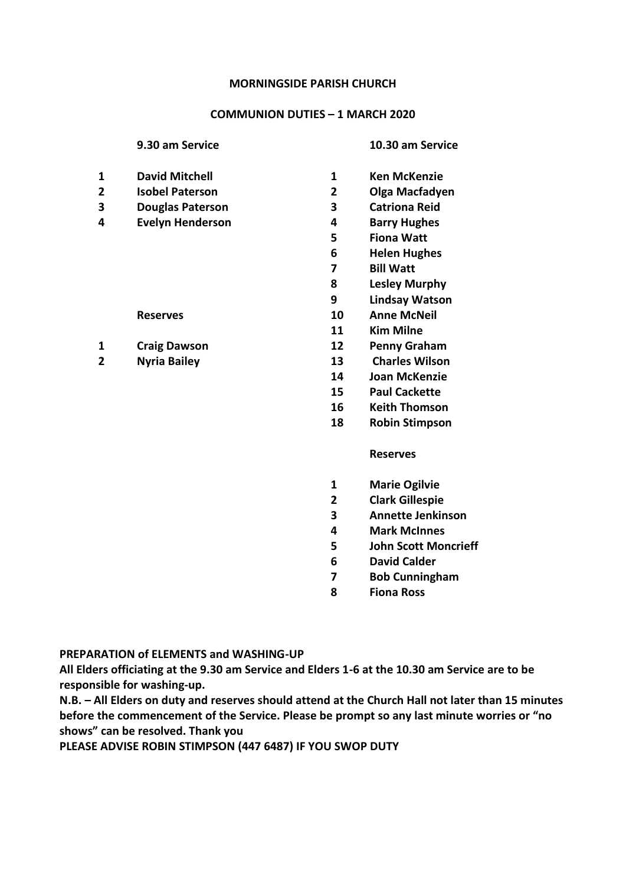**MORNINGSIDE PARISH CHURCH**

**COMMUNION DUTIES – 1 MARCH 2020**

**9.30 am Service**

| | |
|---|---|
| 1 | David Mitchell |
| 2 | Isobel Paterson |
| 3 | Douglas Paterson |
| 4 | Evelyn Henderson |

**Reserves**

| | |
|---|---|
| 1 | Craig Dawson |
| 2 | Nyria Bailey |

**10.30 am Service**

| | |
|---|---|
| 1 | Ken McKenzie |
| 2 | Olga Macfadyen |
| 3 | Catriona Reid |
| 4 | Barry Hughes |
| 5 | Fiona Watt |
| 6 | Helen Hughes |
| 7 | Bill Watt |
| 8 | Lesley Murphy |
| 9 | Lindsay Watson |
| 10 | Anne McNeil |
| 11 | Kim Milne |
| 12 | Penny Graham |
| 13 | Charles Wilson |
| 14 | Joan McKenzie |
| 15 | Paul Cackette |
| 16 | Keith Thomson |
| 18 | Robin Stimpson |

**Reserves**

| | |
|---|---|
| 1 | Marie Ogilvie |
| 2 | Clark Gillespie |
| 3 | Annette Jenkinson |
| 4 | Mark McInnes |
| 5 | John Scott Moncrieff |
| 6 | David Calder |
| 7 | Bob Cunningham |
| 8 | Fiona Ross |

**PREPARATION of ELEMENTS and WASHING-UP**

**All Elders officiating at the 9.30 am Service and Elders 1-6 at the 10.30 am Service are to be responsible for washing-up.**

**N.B. – All Elders on duty and reserves should attend at the Church Hall not later than 15 minutes before the commencement of the Service. Please be prompt so any last minute worries or "no shows" can be resolved. Thank you**

**PLEASE ADVISE ROBIN STIMPSON (447 6487) IF YOU SWOP DUTY**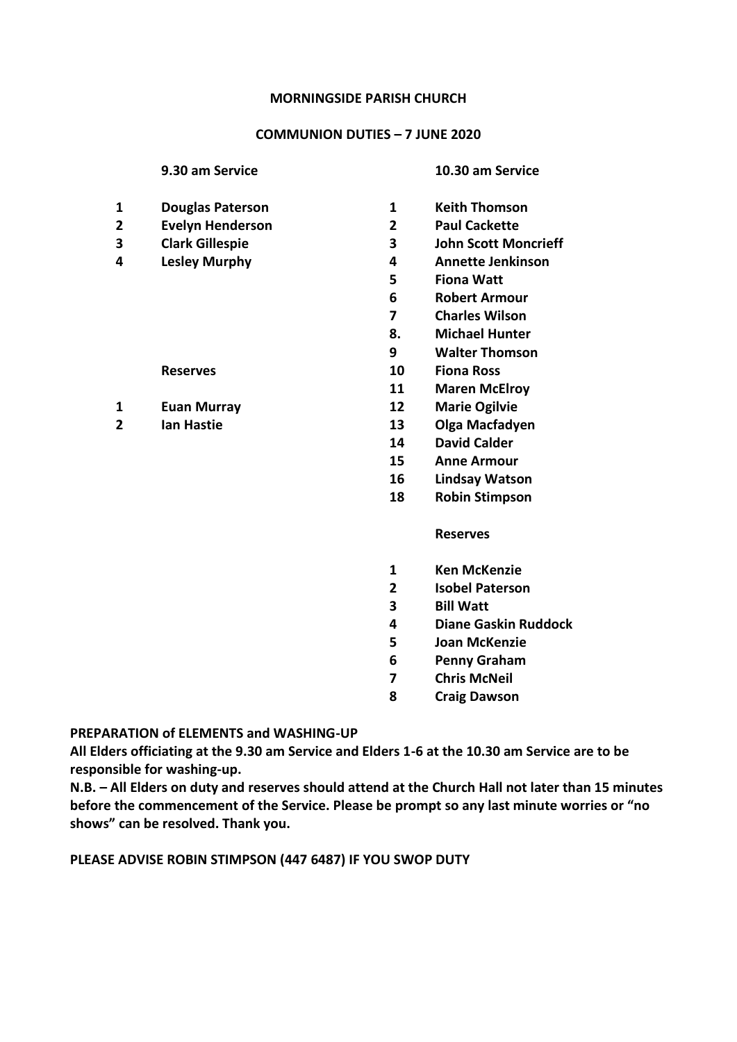**MORNINGSIDE PARISH CHURCH**

**COMMUNION DUTIES – 7 JUNE 2020**

**9.30 am Service**

1. **Douglas Paterson**
2. **Evelyn Henderson**
3. **Clark Gillespie**
4. **Lesley Murphy**

**Reserves**

1. **Euan Murray**
2. **Ian Hastie**

**10.30 am Service**

1 **Keith Thomson**
2 **Paul Cackette**
3 **John Scott Moncrieff**
4 **Annette Jenkinson**
5 **Fiona Watt**
6 **Robert Armour**
7 **Charles Wilson**
8. **Michael Hunter**
9 **Walter Thomson**
10 **Fiona Ross**
11 **Maren McElroy**
12 **Marie Ogilvie**
13 **Olga Macfadyen**
14 **David Calder**
15 **Anne Armour**
16 **Lindsay Watson**
18 **Robin Stimpson**

**Reserves**

1. **Ken McKenzie**
2. **Isobel Paterson**
3. **Bill Watt**
4. **Diane Gaskin Ruddock**
5. **Joan McKenzie**
6. **Penny Graham**
7. **Chris McNeil**
8. **Craig Dawson**

**PREPARATION of ELEMENTS and WASHING-UP**

**All Elders officiating at the 9.30 am Service and Elders 1-6 at the 10.30 am Service are to be responsible for washing-up.**

**N.B. – All Elders on duty and reserves should attend at the Church Hall not later than 15 minutes before the commencement of the Service. Please be prompt so any last minute worries or "no shows" can be resolved. Thank you.**

**PLEASE ADVISE ROBIN STIMPSON (447 6487) IF YOU SWOP DUTY**